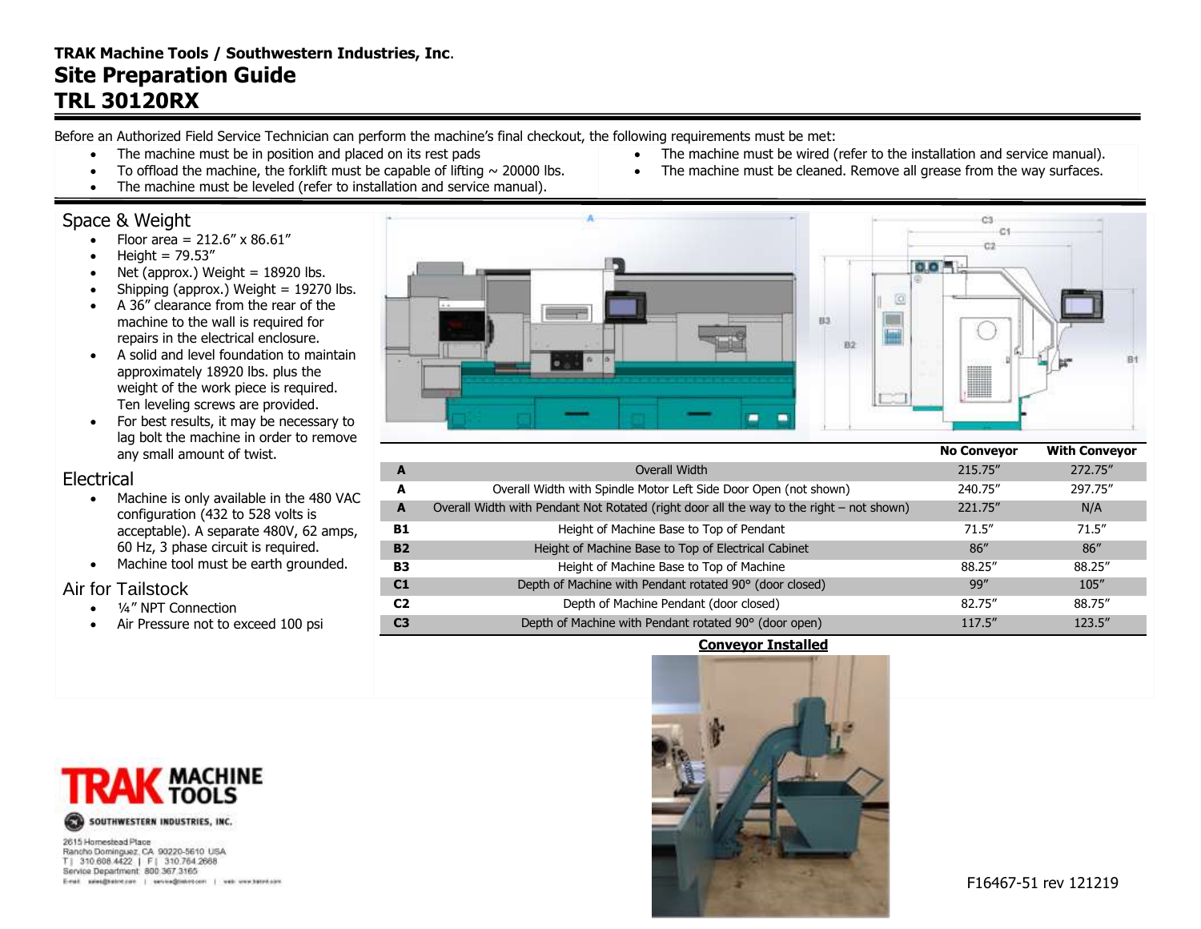**TRAK Machine Tools / Southwestern Industries, Inc.**

# Site Preparation Guide

# TRL 30120RX

Before an Authorized Field Service Technician can perform the machine's final checkout, the following requirements must be met:

- The machine must be in position and placed on its rest pads
- To offload the machine, the forklift must be capable of lifting ~ 20000 lbs.
- The machine must be leveled (refer to installation and service manual).
- The machine must be wired (refer to the installation and service manual).
- The machine must be cleaned. Remove all grease from the way surfaces.

## Space & Weight

- Floor area = 212.6″ x 86.61″
- Height = 79.53″
- Net (approx.) Weight = 18920 lbs.
- Shipping (approx.) Weight = 19270 lbs.
- A 36″ clearance from the rear of the machine to the wall is required for repairs in the electrical enclosure.
- A solid and level foundation to maintain approximately 18920 lbs. plus the weight of the work piece is required. Ten leveling screws are provided.
- For best results, it may be necessary to lag bolt the machine in order to remove any small amount of twist.

## Electrical

- Machine is only available in the 480 VAC configuration (432 to 528 volts is acceptable). A separate 480V, 62 amps, 60 Hz, 3 phase circuit is required.
- Machine tool must be earth grounded.

## Air for Tailstock

- ¼″ NPT Connection
- Air Pressure not to exceed 100 psi

| | | No Conveyor | With Conveyor |
|---|---|---|---|
| **A** | Overall Width | 215.75″ | 272.75″ |
| **A** | Overall Width with Spindle Motor Left Side Door Open (not shown) | 240.75″ | 297.75″ |
| **A** | Overall Width with Pendant Not Rotated (right door all the way to the right – not shown) | 221.75″ | N/A |
| **B1** | Height of Machine Base to Top of Pendant | 71.5″ | 71.5″ |
| **B2** | Height of Machine Base to Top of Electrical Cabinet | 86″ | 86″ |
| **B3** | Height of Machine Base to Top of Machine | 88.25″ | 88.25″ |
| **C1** | Depth of Machine with Pendant rotated 90° (door closed) | 99″ | 105″ |
| **C2** | Depth of Machine Pendant (door closed) | 82.75″ | 88.75″ |
| **C3** | Depth of Machine with Pendant rotated 90° (door open) | 117.5″ | 123.5″ |

**Conveyor Installed**

TRAK MACHINE TOOLS
SOUTHWESTERN INDUSTRIES, INC.

2615 Homestead Place
Rancho Dominguez, CA 90220-5610 USA
T | 310 608 4422 | F | 310 764 2668
Service Department: 800 367 3165

F16467-51 rev 121219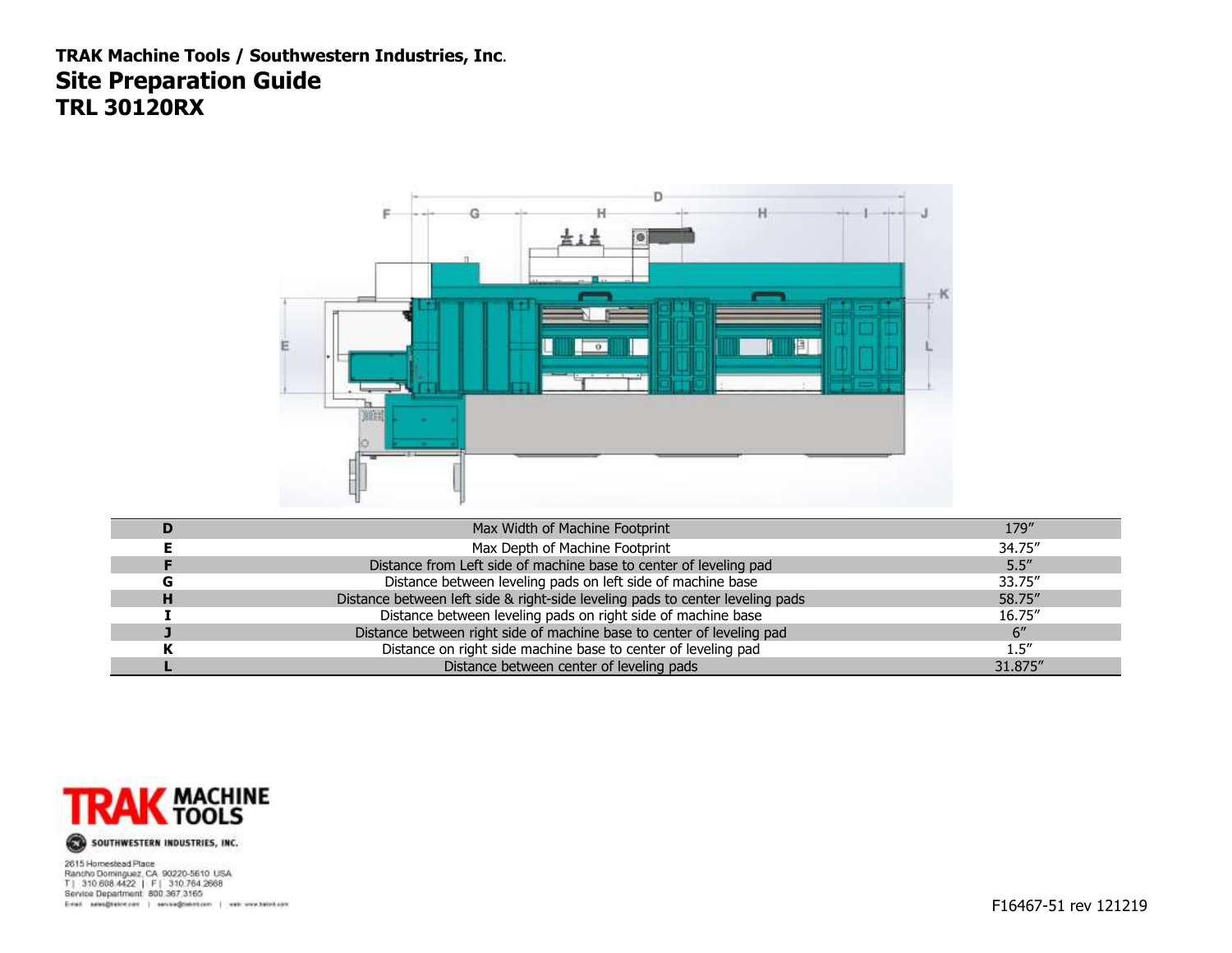**TRAK Machine Tools / Southwestern Industries, Inc.**

# Site Preparation Guide

## TRL 30120RX

| | | |
|---|---|---|
| **D** | Max Width of Machine Footprint | 179″ |
| **E** | Max Depth of Machine Footprint | 34.75″ |
| **F** | Distance from Left side of machine base to center of leveling pad | 5.5″ |
| **G** | Distance between leveling pads on left side of machine base | 33.75″ |
| **H** | Distance between left side & right-side leveling pads to center leveling pads | 58.75″ |
| **I** | Distance between leveling pads on right side of machine base | 16.75″ |
| **J** | Distance between right side of machine base to center of leveling pad | 6″ |
| **K** | Distance on right side machine base to center of leveling pad | 1.5″ |
| **L** | Distance between center of leveling pads | 31.875″ |

TRAK MACHINE TOOLS
SOUTHWESTERN INDUSTRIES, INC.

2615 Homestead Place
Rancho Dominguez, CA 90220-5610 USA
T | 310.608.4422 | F | 310.764.2668
Service Department: 800.367.3165
E-mail: sales@trakmt.com | service@trakmt.com | web: www.trakmt.com

F16467-51 rev 121219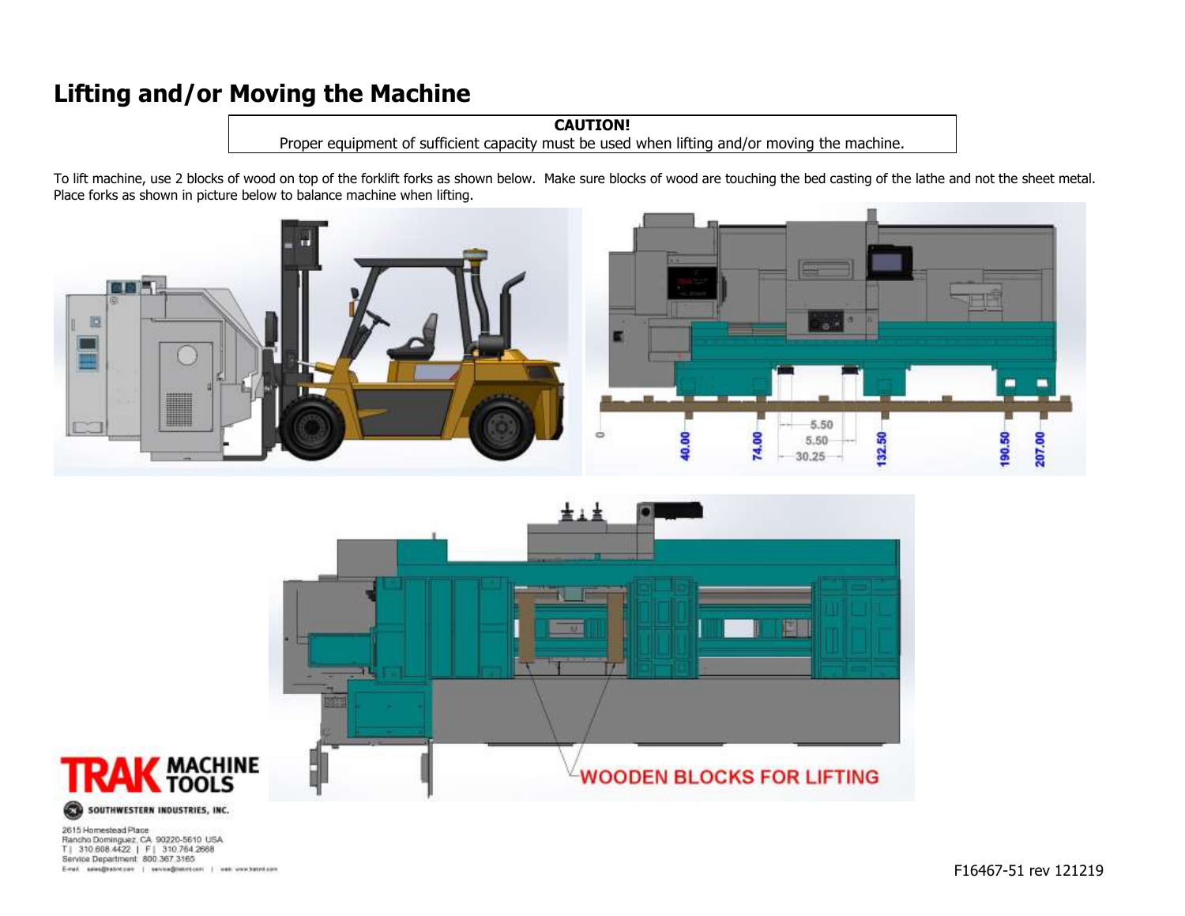## Lifting and/or Moving the Machine

**CAUTION!**
Proper equipment of sufficient capacity must be used when lifting and/or moving the machine.

To lift machine, use 2 blocks of wood on top of the forklift forks as shown below. Make sure blocks of wood are touching the bed casting of the lathe and not the sheet metal. Place forks as shown in picture below to balance machine when lifting.

0
40.00
74.00
5.50
5.50
30.25
132.50
190.50
207.00

WOODEN BLOCKS FOR LIFTING

TRAK MACHINE TOOLS
SOUTHWESTERN INDUSTRIES, INC.

2615 Homestead Place
Rancho Dominguez, CA 90220-5610 USA
T | 310.608.4422 | F | 310.764.2668
Service Department: 800.367.3165

F16467-51 rev 121219